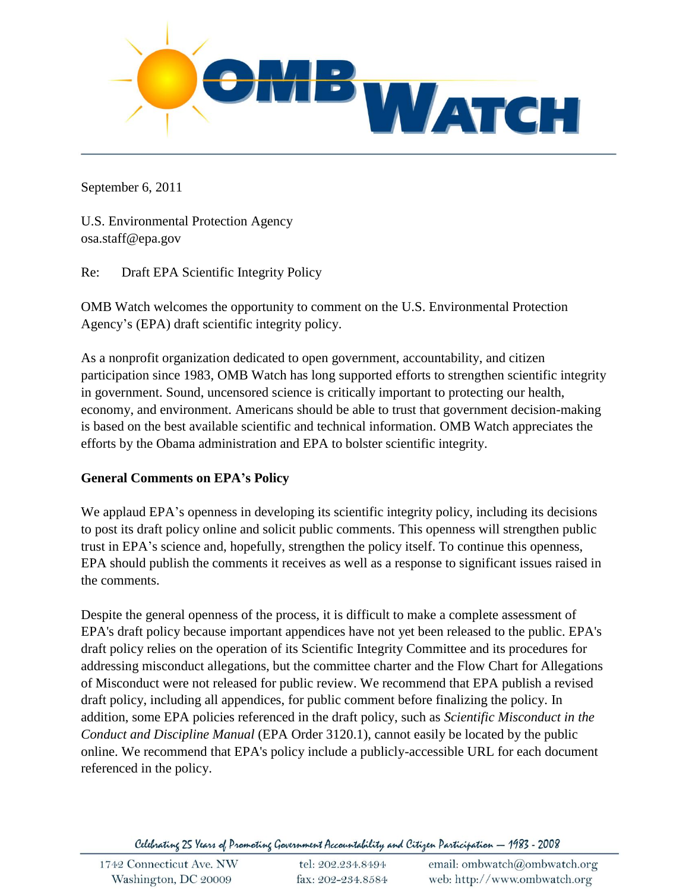September 6, 2011

U.S. Environmental Protection Agency
osa.staff@epa.gov

Re: Draft EPA Scientific Integrity Policy

OMB Watch welcomes the opportunity to comment on the U.S. Environmental Protection Agency's (EPA) draft scientific integrity policy.

As a nonprofit organization dedicated to open government, accountability, and citizen participation since 1983, OMB Watch has long supported efforts to strengthen scientific integrity in government. Sound, uncensored science is critically important to protecting our health, economy, and environment. Americans should be able to trust that government decision-making is based on the best available scientific and technical information. OMB Watch appreciates the efforts by the Obama administration and EPA to bolster scientific integrity.

**General Comments on EPA's Policy**

We applaud EPA's openness in developing its scientific integrity policy, including its decisions to post its draft policy online and solicit public comments. This openness will strengthen public trust in EPA's science and, hopefully, strengthen the policy itself. To continue this openness, EPA should publish the comments it receives as well as a response to significant issues raised in the comments.

Despite the general openness of the process, it is difficult to make a complete assessment of EPA's draft policy because important appendices have not yet been released to the public. EPA's draft policy relies on the operation of its Scientific Integrity Committee and its procedures for addressing misconduct allegations, but the committee charter and the Flow Chart for Allegations of Misconduct were not released for public review. We recommend that EPA publish a revised draft policy, including all appendices, for public comment before finalizing the policy. In addition, some EPA policies referenced in the draft policy, such as *Scientific Misconduct in the Conduct and Discipline Manual* (EPA Order 3120.1), cannot easily be located by the public online. We recommend that EPA's policy include a publicly-accessible URL for each document referenced in the policy.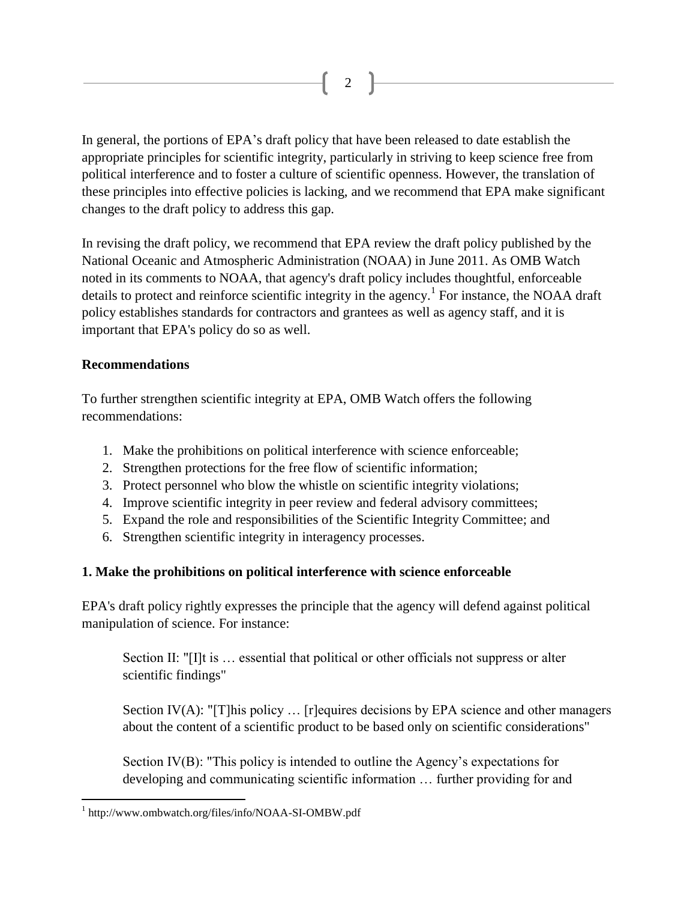In general, the portions of EPA's draft policy that have been released to date establish the appropriate principles for scientific integrity, particularly in striving to keep science free from political interference and to foster a culture of scientific openness. However, the translation of these principles into effective policies is lacking, and we recommend that EPA make significant changes to the draft policy to address this gap.

In revising the draft policy, we recommend that EPA review the draft policy published by the National Oceanic and Atmospheric Administration (NOAA) in June 2011. As OMB Watch noted in its comments to NOAA, that agency's draft policy includes thoughtful, enforceable details to protect and reinforce scientific integrity in the agency.[1] For instance, the NOAA draft policy establishes standards for contractors and grantees as well as agency staff, and it is important that EPA's policy do so as well.

**Recommendations**

To further strengthen scientific integrity at EPA, OMB Watch offers the following recommendations:

1. Make the prohibitions on political interference with science enforceable;
2. Strengthen protections for the free flow of scientific information;
3. Protect personnel who blow the whistle on scientific integrity violations;
4. Improve scientific integrity in peer review and federal advisory committees;
5. Expand the role and responsibilities of the Scientific Integrity Committee; and
6. Strengthen scientific integrity in interagency processes.

**1. Make the prohibitions on political interference with science enforceable**

EPA's draft policy rightly expresses the principle that the agency will defend against political manipulation of science. For instance:

> Section II: "[I]t is … essential that political or other officials not suppress or alter scientific findings"
>
> Section IV(A): "[T]his policy … [r]equires decisions by EPA science and other managers about the content of a scientific product to be based only on scientific considerations"
>
> Section IV(B): "This policy is intended to outline the Agency's expectations for developing and communicating scientific information … further providing for and

[1] http://www.ombwatch.org/files/info/NOAA-SI-OMBW.pdf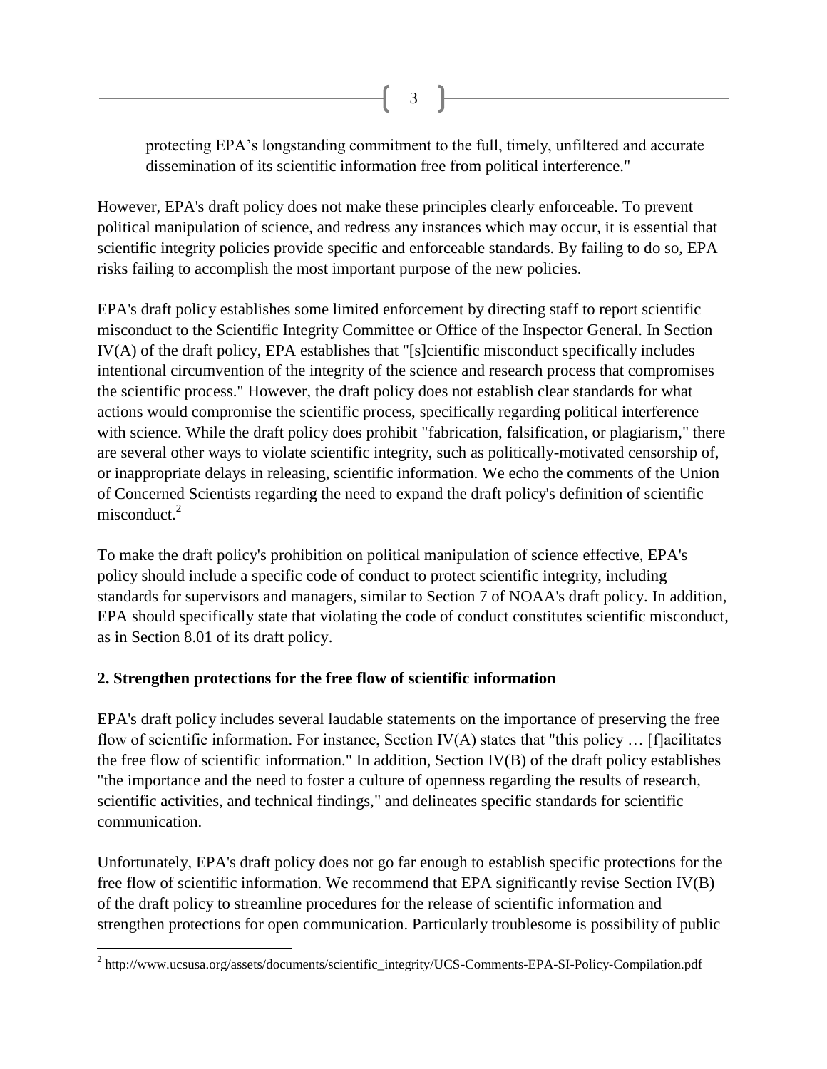protecting EPA's longstanding commitment to the full, timely, unfiltered and accurate dissemination of its scientific information free from political interference."

However, EPA's draft policy does not make these principles clearly enforceable. To prevent political manipulation of science, and redress any instances which may occur, it is essential that scientific integrity policies provide specific and enforceable standards. By failing to do so, EPA risks failing to accomplish the most important purpose of the new policies.

EPA's draft policy establishes some limited enforcement by directing staff to report scientific misconduct to the Scientific Integrity Committee or Office of the Inspector General. In Section IV(A) of the draft policy, EPA establishes that "[s]cientific misconduct specifically includes intentional circumvention of the integrity of the science and research process that compromises the scientific process." However, the draft policy does not establish clear standards for what actions would compromise the scientific process, specifically regarding political interference with science. While the draft policy does prohibit "fabrication, falsification, or plagiarism," there are several other ways to violate scientific integrity, such as politically-motivated censorship of, or inappropriate delays in releasing, scientific information. We echo the comments of the Union of Concerned Scientists regarding the need to expand the draft policy's definition of scientific misconduct.[2]

To make the draft policy's prohibition on political manipulation of science effective, EPA's policy should include a specific code of conduct to protect scientific integrity, including standards for supervisors and managers, similar to Section 7 of NOAA's draft policy. In addition, EPA should specifically state that violating the code of conduct constitutes scientific misconduct, as in Section 8.01 of its draft policy.

**2. Strengthen protections for the free flow of scientific information**

EPA's draft policy includes several laudable statements on the importance of preserving the free flow of scientific information. For instance, Section IV(A) states that "this policy … [f]acilitates the free flow of scientific information." In addition, Section IV(B) of the draft policy establishes "the importance and the need to foster a culture of openness regarding the results of research, scientific activities, and technical findings," and delineates specific standards for scientific communication.

Unfortunately, EPA's draft policy does not go far enough to establish specific protections for the free flow of scientific information. We recommend that EPA significantly revise Section IV(B) of the draft policy to streamline procedures for the release of scientific information and strengthen protections for open communication. Particularly troublesome is possibility of public

---

[2] http://www.ucsusa.org/assets/documents/scientific_integrity/UCS-Comments-EPA-SI-Policy-Compilation.pdf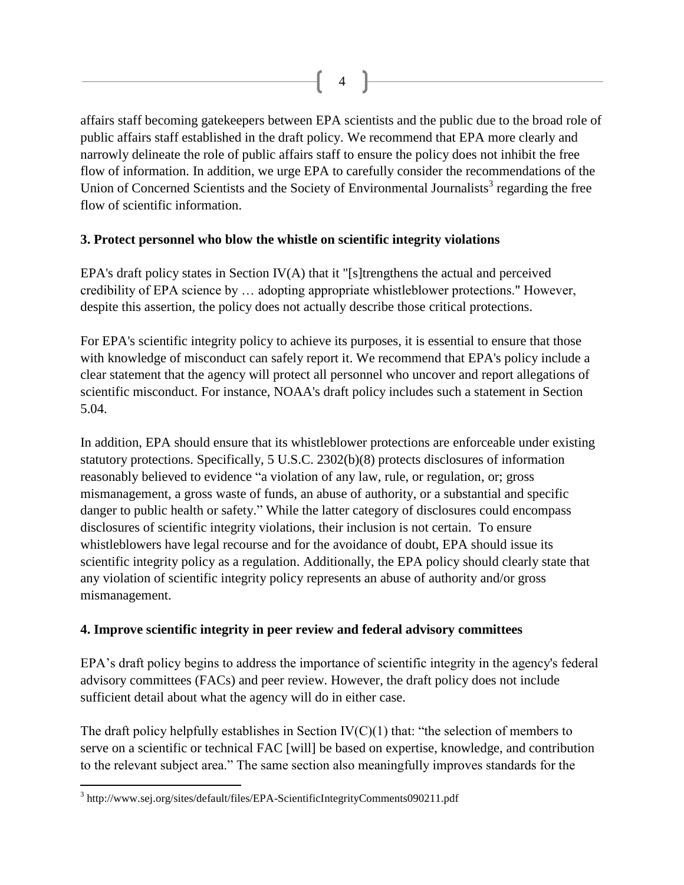affairs staff becoming gatekeepers between EPA scientists and the public due to the broad role of public affairs staff established in the draft policy. We recommend that EPA more clearly and narrowly delineate the role of public affairs staff to ensure the policy does not inhibit the free flow of information. In addition, we urge EPA to carefully consider the recommendations of the Union of Concerned Scientists and the Society of Environmental Journalists[3] regarding the free flow of scientific information.

**3. Protect personnel who blow the whistle on scientific integrity violations**

EPA's draft policy states in Section IV(A) that it "[s]trengthens the actual and perceived credibility of EPA science by … adopting appropriate whistleblower protections." However, despite this assertion, the policy does not actually describe those critical protections.

For EPA's scientific integrity policy to achieve its purposes, it is essential to ensure that those with knowledge of misconduct can safely report it. We recommend that EPA's policy include a clear statement that the agency will protect all personnel who uncover and report allegations of scientific misconduct. For instance, NOAA's draft policy includes such a statement in Section 5.04.

In addition, EPA should ensure that its whistleblower protections are enforceable under existing statutory protections. Specifically, 5 U.S.C. 2302(b)(8) protects disclosures of information reasonably believed to evidence "a violation of any law, rule, or regulation, or; gross mismanagement, a gross waste of funds, an abuse of authority, or a substantial and specific danger to public health or safety." While the latter category of disclosures could encompass disclosures of scientific integrity violations, their inclusion is not certain. To ensure whistleblowers have legal recourse and for the avoidance of doubt, EPA should issue its scientific integrity policy as a regulation. Additionally, the EPA policy should clearly state that any violation of scientific integrity policy represents an abuse of authority and/or gross mismanagement.

**4. Improve scientific integrity in peer review and federal advisory committees**

EPA's draft policy begins to address the importance of scientific integrity in the agency's federal advisory committees (FACs) and peer review. However, the draft policy does not include sufficient detail about what the agency will do in either case.

The draft policy helpfully establishes in Section IV(C)(1) that: "the selection of members to serve on a scientific or technical FAC [will] be based on expertise, knowledge, and contribution to the relevant subject area." The same section also meaningfully improves standards for the

[3] http://www.sej.org/sites/default/files/EPA-ScientificIntegrityComments090211.pdf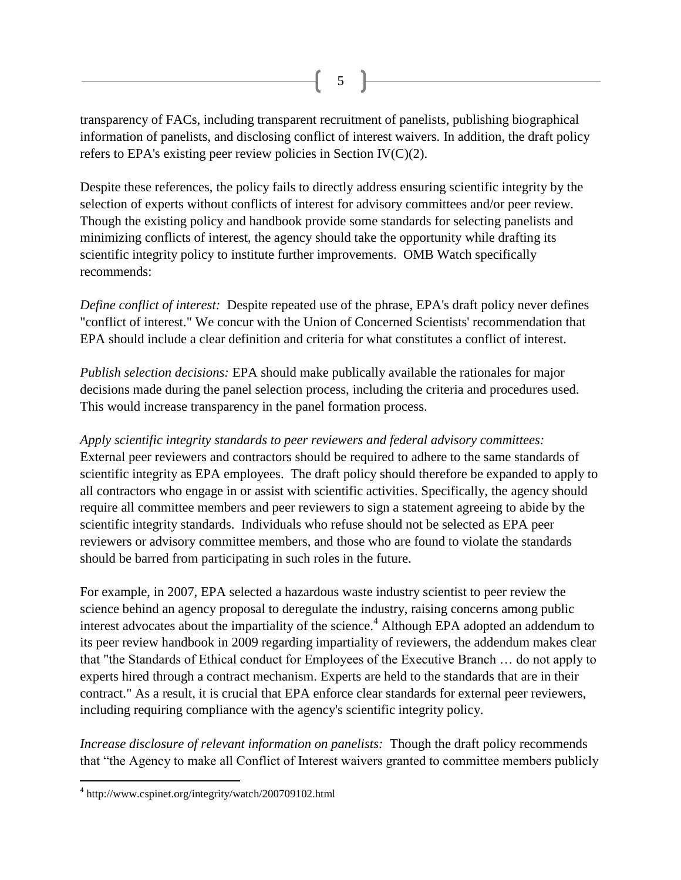transparency of FACs, including transparent recruitment of panelists, publishing biographical information of panelists, and disclosing conflict of interest waivers. In addition, the draft policy refers to EPA's existing peer review policies in Section IV(C)(2).

Despite these references, the policy fails to directly address ensuring scientific integrity by the selection of experts without conflicts of interest for advisory committees and/or peer review. Though the existing policy and handbook provide some standards for selecting panelists and minimizing conflicts of interest, the agency should take the opportunity while drafting its scientific integrity policy to institute further improvements. OMB Watch specifically recommends:

*Define conflict of interest:* Despite repeated use of the phrase, EPA's draft policy never defines "conflict of interest." We concur with the Union of Concerned Scientists' recommendation that EPA should include a clear definition and criteria for what constitutes a conflict of interest.

*Publish selection decisions:* EPA should make publically available the rationales for major decisions made during the panel selection process, including the criteria and procedures used. This would increase transparency in the panel formation process.

*Apply scientific integrity standards to peer reviewers and federal advisory committees:* External peer reviewers and contractors should be required to adhere to the same standards of scientific integrity as EPA employees. The draft policy should therefore be expanded to apply to all contractors who engage in or assist with scientific activities. Specifically, the agency should require all committee members and peer reviewers to sign a statement agreeing to abide by the scientific integrity standards. Individuals who refuse should not be selected as EPA peer reviewers or advisory committee members, and those who are found to violate the standards should be barred from participating in such roles in the future.

For example, in 2007, EPA selected a hazardous waste industry scientist to peer review the science behind an agency proposal to deregulate the industry, raising concerns among public interest advocates about the impartiality of the science.[4] Although EPA adopted an addendum to its peer review handbook in 2009 regarding impartiality of reviewers, the addendum makes clear that "the Standards of Ethical conduct for Employees of the Executive Branch … do not apply to experts hired through a contract mechanism. Experts are held to the standards that are in their contract." As a result, it is crucial that EPA enforce clear standards for external peer reviewers, including requiring compliance with the agency's scientific integrity policy.

*Increase disclosure of relevant information on panelists:* Though the draft policy recommends that "the Agency to make all Conflict of Interest waivers granted to committee members publicly

[4] http://www.cspinet.org/integrity/watch/200709102.html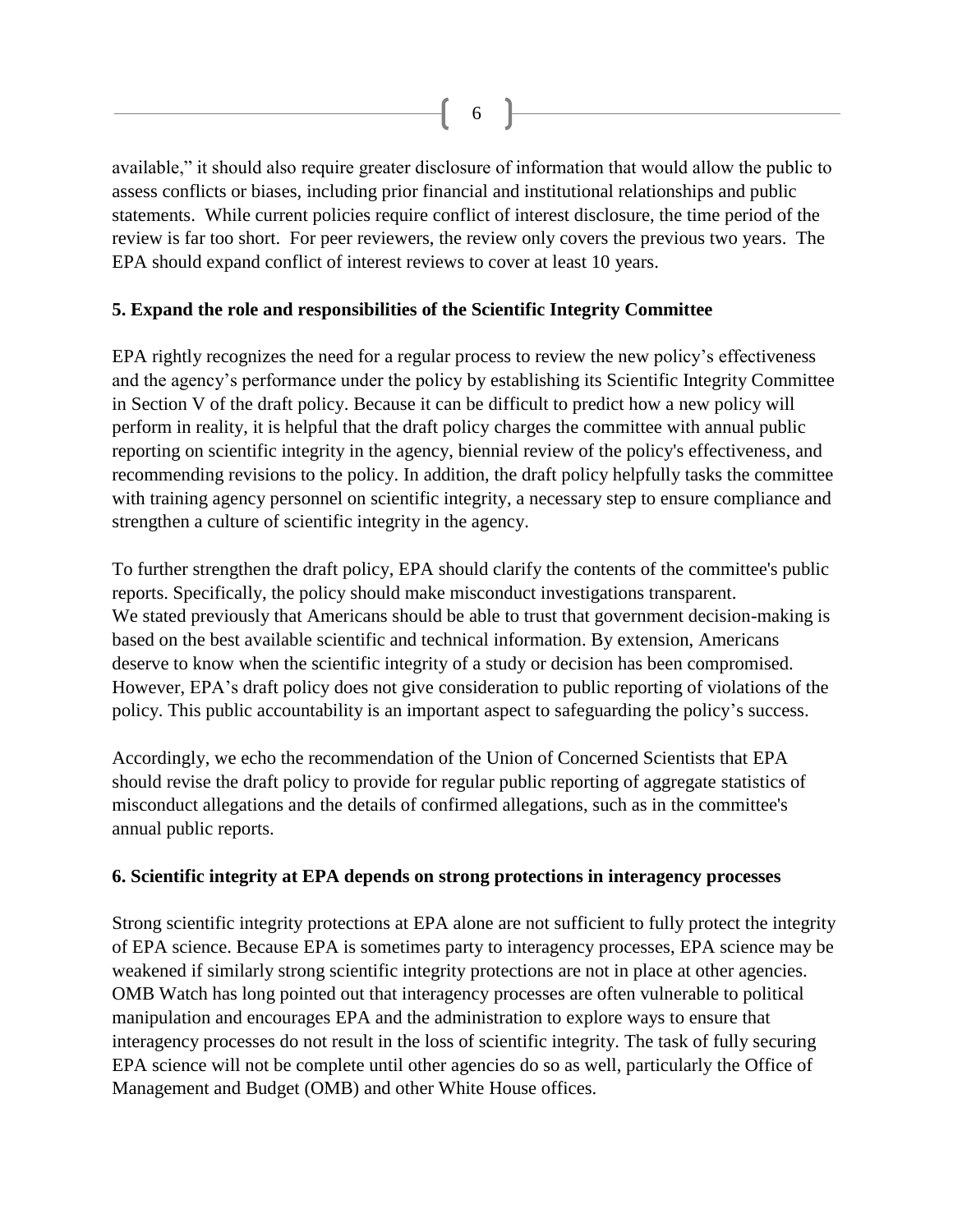available," it should also require greater disclosure of information that would allow the public to assess conflicts or biases, including prior financial and institutional relationships and public statements. While current policies require conflict of interest disclosure, the time period of the review is far too short. For peer reviewers, the review only covers the previous two years. The EPA should expand conflict of interest reviews to cover at least 10 years.

**5. Expand the role and responsibilities of the Scientific Integrity Committee**

EPA rightly recognizes the need for a regular process to review the new policy's effectiveness and the agency's performance under the policy by establishing its Scientific Integrity Committee in Section V of the draft policy. Because it can be difficult to predict how a new policy will perform in reality, it is helpful that the draft policy charges the committee with annual public reporting on scientific integrity in the agency, biennial review of the policy's effectiveness, and recommending revisions to the policy. In addition, the draft policy helpfully tasks the committee with training agency personnel on scientific integrity, a necessary step to ensure compliance and strengthen a culture of scientific integrity in the agency.

To further strengthen the draft policy, EPA should clarify the contents of the committee's public reports. Specifically, the policy should make misconduct investigations transparent. We stated previously that Americans should be able to trust that government decision-making is based on the best available scientific and technical information. By extension, Americans deserve to know when the scientific integrity of a study or decision has been compromised. However, EPA's draft policy does not give consideration to public reporting of violations of the policy. This public accountability is an important aspect to safeguarding the policy's success.

Accordingly, we echo the recommendation of the Union of Concerned Scientists that EPA should revise the draft policy to provide for regular public reporting of aggregate statistics of misconduct allegations and the details of confirmed allegations, such as in the committee's annual public reports.

**6. Scientific integrity at EPA depends on strong protections in interagency processes**

Strong scientific integrity protections at EPA alone are not sufficient to fully protect the integrity of EPA science. Because EPA is sometimes party to interagency processes, EPA science may be weakened if similarly strong scientific integrity protections are not in place at other agencies. OMB Watch has long pointed out that interagency processes are often vulnerable to political manipulation and encourages EPA and the administration to explore ways to ensure that interagency processes do not result in the loss of scientific integrity. The task of fully securing EPA science will not be complete until other agencies do so as well, particularly the Office of Management and Budget (OMB) and other White House offices.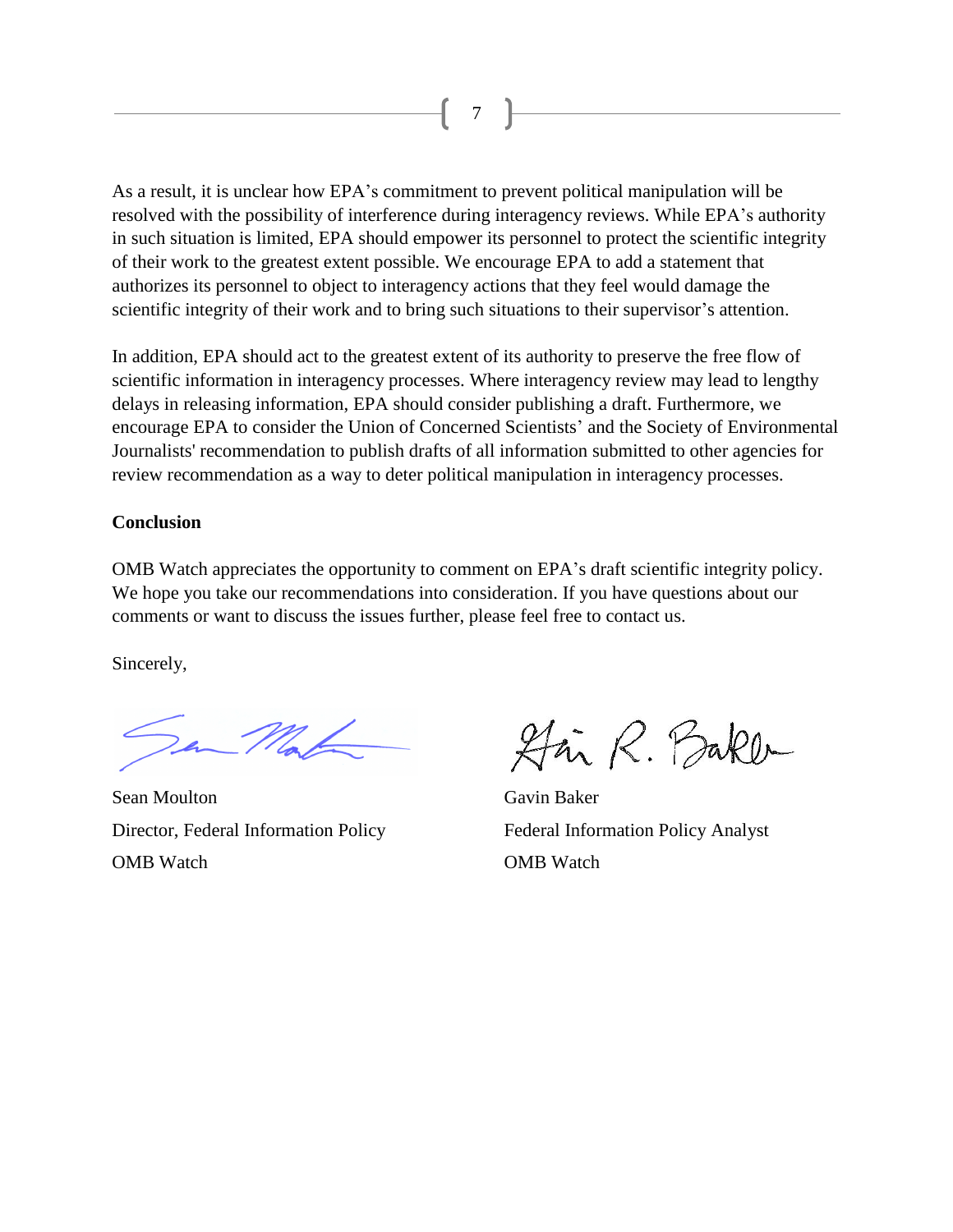As a result, it is unclear how EPA's commitment to prevent political manipulation will be resolved with the possibility of interference during interagency reviews. While EPA's authority in such situation is limited, EPA should empower its personnel to protect the scientific integrity of their work to the greatest extent possible. We encourage EPA to add a statement that authorizes its personnel to object to interagency actions that they feel would damage the scientific integrity of their work and to bring such situations to their supervisor's attention.

In addition, EPA should act to the greatest extent of its authority to preserve the free flow of scientific information in interagency processes. Where interagency review may lead to lengthy delays in releasing information, EPA should consider publishing a draft. Furthermore, we encourage EPA to consider the Union of Concerned Scientists' and the Society of Environmental Journalists' recommendation to publish drafts of all information submitted to other agencies for review recommendation as a way to deter political manipulation in interagency processes.

**Conclusion**

OMB Watch appreciates the opportunity to comment on EPA's draft scientific integrity policy. We hope you take our recommendations into consideration. If you have questions about our comments or want to discuss the issues further, please feel free to contact us.

Sincerely,

Sean Moulton
Director, Federal Information Policy
OMB Watch

Gavin Baker
Federal Information Policy Analyst
OMB Watch